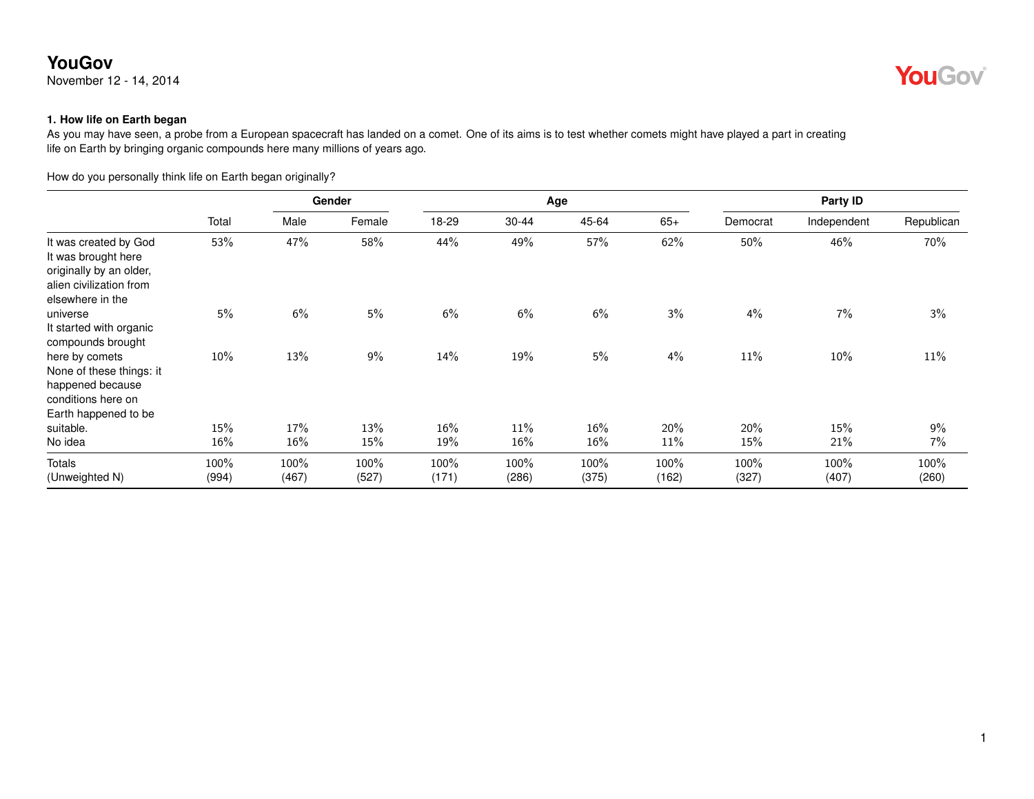# YouGov

November 12 - 14, 2014

### 1. How life on Earth began

As you may have seen, a probe from a European spacecraft has landed on a comet. One of its aims is to test whether comets might have played a part in creating life on Earth by bringing organic compounds here many millions of years ago.

How do you personally think life on Earth began originally?

| | | Gender | | Age | | | | Party ID | | |
|---|---|---|---|---|---|---|---|---|---|---|
| | Total | Male | Female | 18-29 | 30-44 | 45-64 | 65+ | Democrat | Independent | Republican |
| It was created by God | 53% | 47% | 58% | 44% | 49% | 57% | 62% | 50% | 46% | 70% |
| It was brought here originally by an older, alien civilization from elsewhere in the universe | 5% | 6% | 5% | 6% | 6% | 6% | 3% | 4% | 7% | 3% |
| It started with organic compounds brought here by comets | 10% | 13% | 9% | 14% | 19% | 5% | 4% | 11% | 10% | 11% |
| None of these things: it happened because conditions here on Earth happened to be suitable. | 15% | 17% | 13% | 16% | 11% | 16% | 20% | 20% | 15% | 9% |
| No idea | 16% | 16% | 15% | 19% | 16% | 16% | 11% | 15% | 21% | 7% |
| Totals | 100% | 100% | 100% | 100% | 100% | 100% | 100% | 100% | 100% | 100% |
| (Unweighted N) | (994) | (467) | (527) | (171) | (286) | (375) | (162) | (327) | (407) | (260) |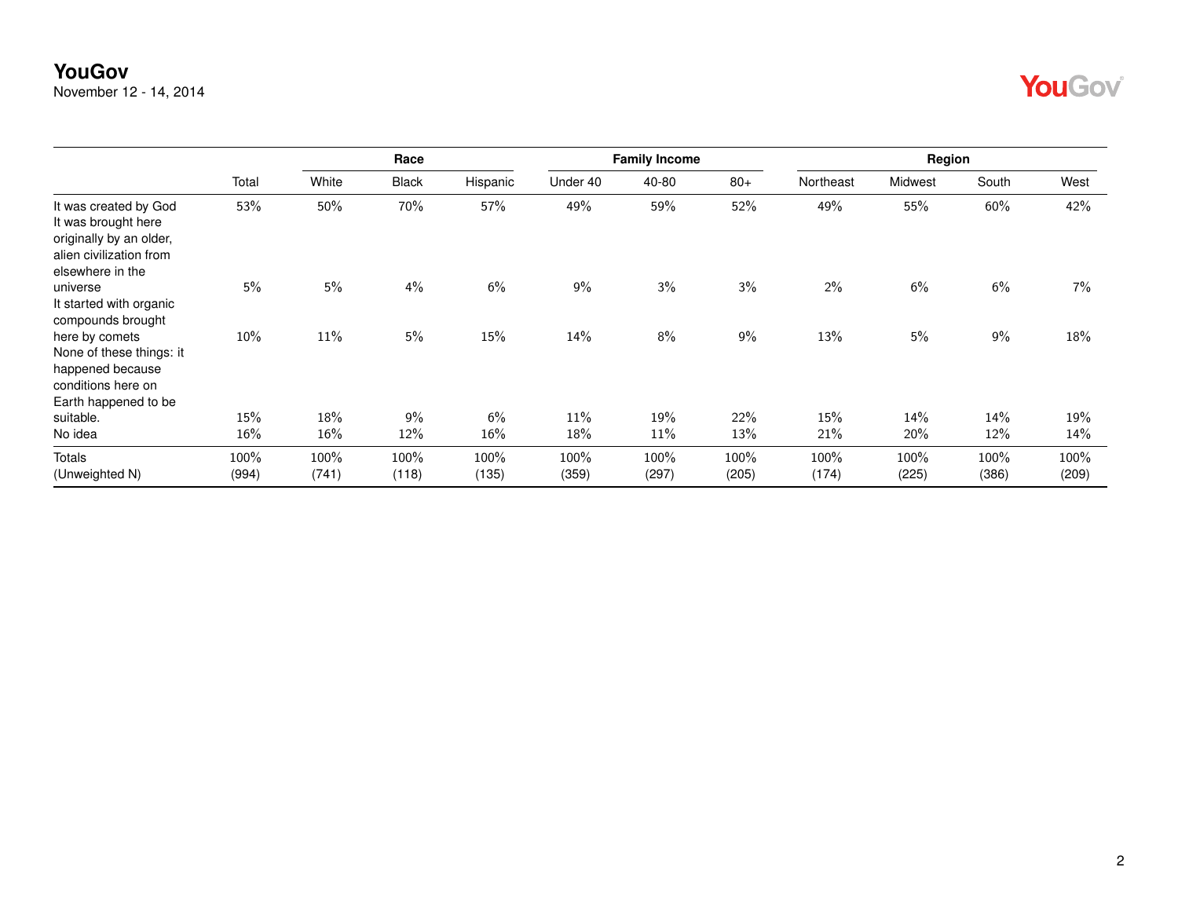**YouGov**
November 12 - 14, 2014

| | Total | Race | | | Family Income | | | Region | | | |
|---|---|---|---|---|---|---|---|---|---|---|---|
| | | White | Black | Hispanic | Under 40 | 40-80 | 80+ | Northeast | Midwest | South | West |
| It was created by God | 53% | 50% | 70% | 57% | 49% | 59% | 52% | 49% | 55% | 60% | 42% |
| It was brought here originally by an older, alien civilization from elsewhere in the universe | 5% | 5% | 4% | 6% | 9% | 3% | 3% | 2% | 6% | 6% | 7% |
| It started with organic compounds brought here by comets | 10% | 11% | 5% | 15% | 14% | 8% | 9% | 13% | 5% | 9% | 18% |
| None of these things: it happened because conditions here on Earth happened to be suitable. | 15% | 18% | 9% | 6% | 11% | 19% | 22% | 15% | 14% | 14% | 19% |
| No idea | 16% | 16% | 12% | 16% | 18% | 11% | 13% | 21% | 20% | 12% | 14% |
| Totals | 100% | 100% | 100% | 100% | 100% | 100% | 100% | 100% | 100% | 100% | 100% |
| (Unweighted N) | (994) | (741) | (118) | (135) | (359) | (297) | (205) | (174) | (225) | (386) | (209) |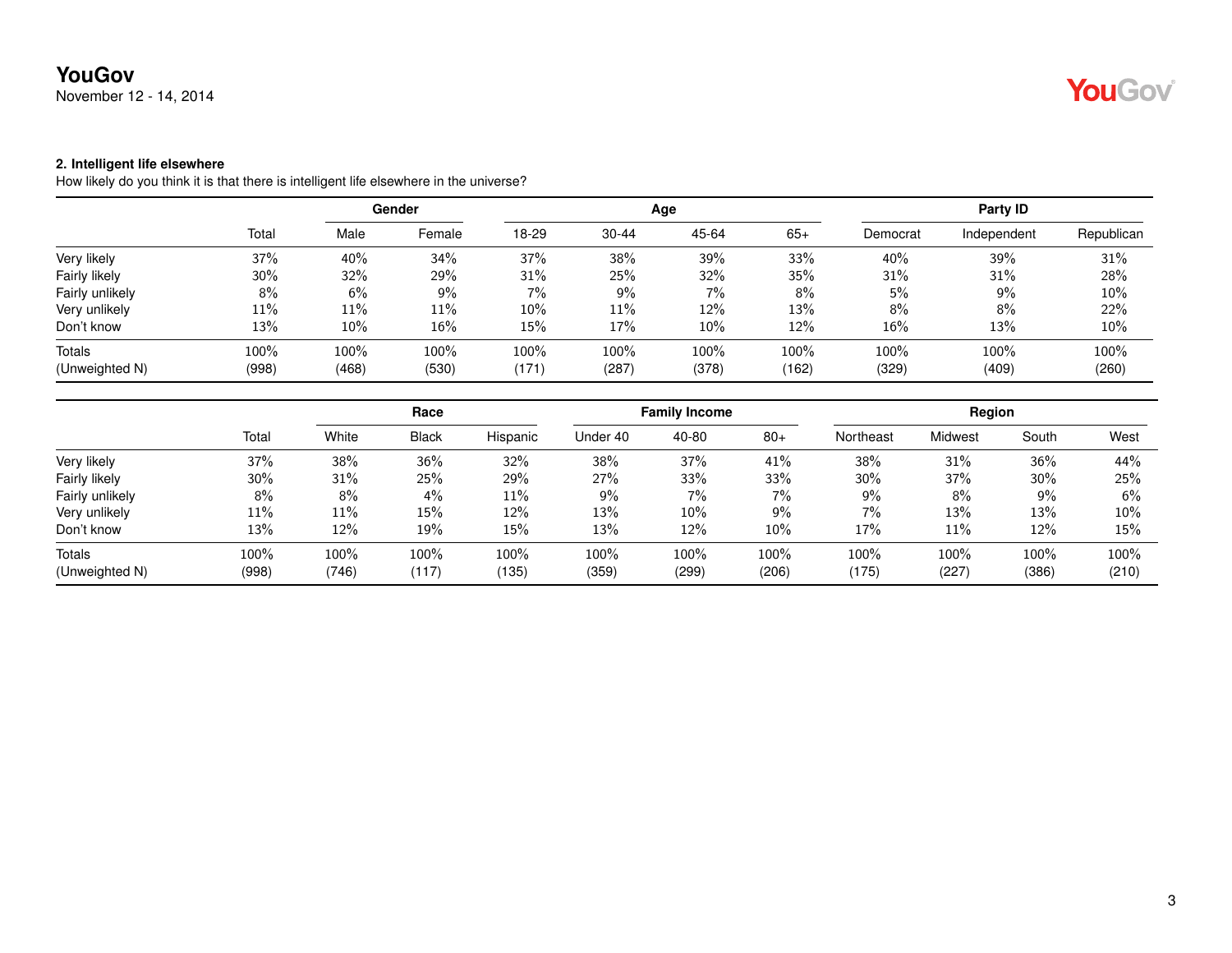**YouGov**
November 12 - 14, 2014

### 2. Intelligent life elsewhere

How likely do you think it is that there is intelligent life elsewhere in the universe?

| | | Gender | | Age | | | | Party ID | | |
|---|---|---|---|---|---|---|---|---|---|---|
| | Total | Male | Female | 18-29 | 30-44 | 45-64 | 65+ | Democrat | Independent | Republican |
| Very likely | 37% | 40% | 34% | 37% | 38% | 39% | 33% | 40% | 39% | 31% |
| Fairly likely | 30% | 32% | 29% | 31% | 25% | 32% | 35% | 31% | 31% | 28% |
| Fairly unlikely | 8% | 6% | 9% | 7% | 9% | 7% | 8% | 5% | 9% | 10% |
| Very unlikely | 11% | 11% | 11% | 10% | 11% | 12% | 13% | 8% | 8% | 22% |
| Don't know | 13% | 10% | 16% | 15% | 17% | 10% | 12% | 16% | 13% | 10% |
| Totals | 100% | 100% | 100% | 100% | 100% | 100% | 100% | 100% | 100% | 100% |
| (Unweighted N) | (998) | (468) | (530) | (171) | (287) | (378) | (162) | (329) | (409) | (260) |

| | | Race | | | Family Income | | | Region | | | |
|---|---|---|---|---|---|---|---|---|---|---|---|
| | Total | White | Black | Hispanic | Under 40 | 40-80 | 80+ | Northeast | Midwest | South | West |
| Very likely | 37% | 38% | 36% | 32% | 38% | 37% | 41% | 38% | 31% | 36% | 44% |
| Fairly likely | 30% | 31% | 25% | 29% | 27% | 33% | 33% | 30% | 37% | 30% | 25% |
| Fairly unlikely | 8% | 8% | 4% | 11% | 9% | 7% | 7% | 9% | 8% | 9% | 6% |
| Very unlikely | 11% | 11% | 15% | 12% | 13% | 10% | 9% | 7% | 13% | 13% | 10% |
| Don't know | 13% | 12% | 19% | 15% | 13% | 12% | 10% | 17% | 11% | 12% | 15% |
| Totals | 100% | 100% | 100% | 100% | 100% | 100% | 100% | 100% | 100% | 100% | 100% |
| (Unweighted N) | (998) | (746) | (117) | (135) | (359) | (299) | (206) | (175) | (227) | (386) | (210) |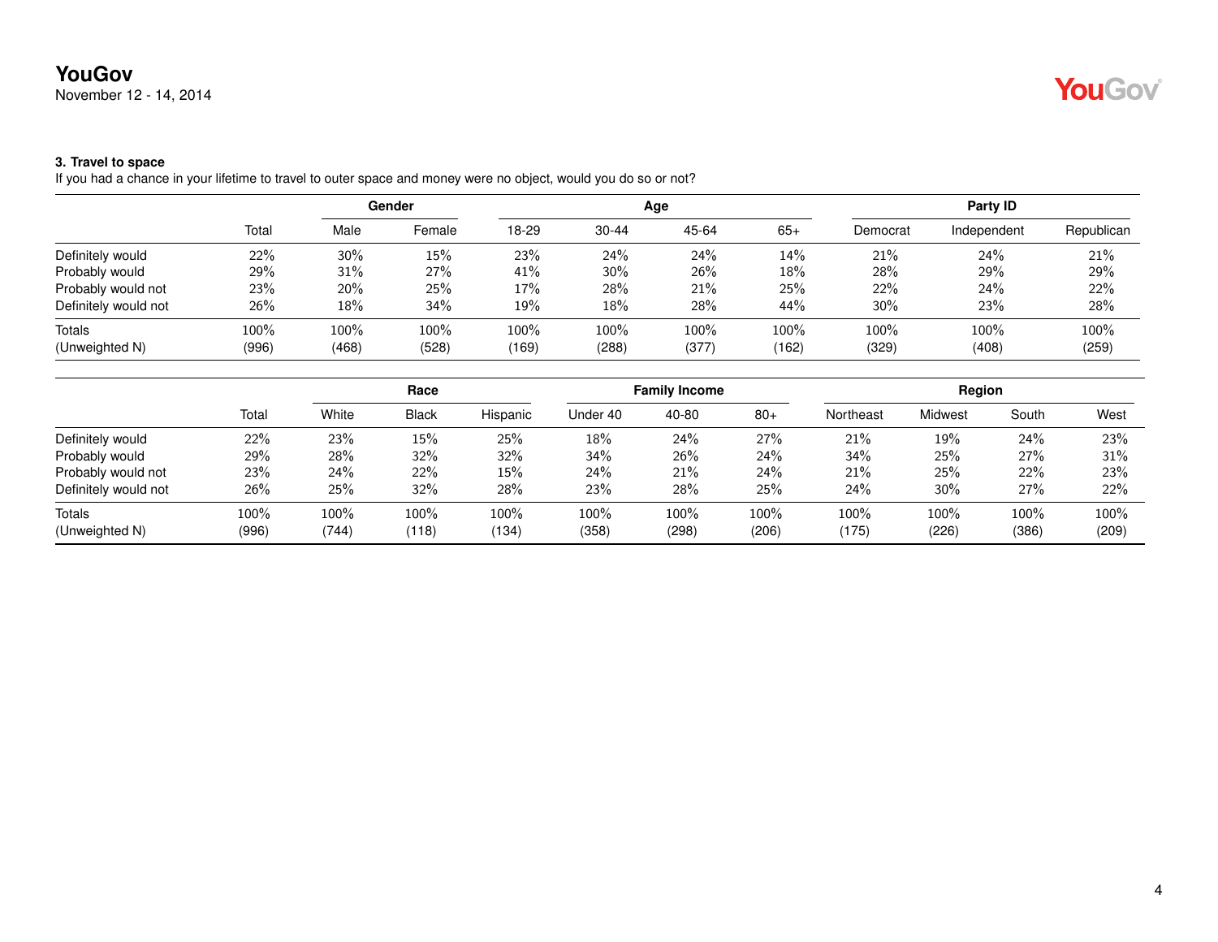## 3. Travel to space

If you had a chance in your lifetime to travel to outer space and money were no object, would you do so or not?

| | | Gender | | Age | | | | Party ID | | |
|---|---|---|---|---|---|---|---|---|---|---|
| | Total | Male | Female | 18-29 | 30-44 | 45-64 | 65+ | Democrat | Independent | Republican |
| Definitely would | 22% | 30% | 15% | 23% | 24% | 24% | 14% | 21% | 24% | 21% |
| Probably would | 29% | 31% | 27% | 41% | 30% | 26% | 18% | 28% | 29% | 29% |
| Probably would not | 23% | 20% | 25% | 17% | 28% | 21% | 25% | 22% | 24% | 22% |
| Definitely would not | 26% | 18% | 34% | 19% | 18% | 28% | 44% | 30% | 23% | 28% |
| Totals | 100% | 100% | 100% | 100% | 100% | 100% | 100% | 100% | 100% | 100% |
| (Unweighted N) | (996) | (468) | (528) | (169) | (288) | (377) | (162) | (329) | (408) | (259) |

| | | Race | | | Family Income | | | Region | | | |
|---|---|---|---|---|---|---|---|---|---|---|---|
| | Total | White | Black | Hispanic | Under 40 | 40-80 | 80+ | Northeast | Midwest | South | West |
| Definitely would | 22% | 23% | 15% | 25% | 18% | 24% | 27% | 21% | 19% | 24% | 23% |
| Probably would | 29% | 28% | 32% | 32% | 34% | 26% | 24% | 34% | 25% | 27% | 31% |
| Probably would not | 23% | 24% | 22% | 15% | 24% | 21% | 24% | 21% | 25% | 22% | 23% |
| Definitely would not | 26% | 25% | 32% | 28% | 23% | 28% | 25% | 24% | 30% | 27% | 22% |
| Totals | 100% | 100% | 100% | 100% | 100% | 100% | 100% | 100% | 100% | 100% | 100% |
| (Unweighted N) | (996) | (744) | (118) | (134) | (358) | (298) | (206) | (175) | (226) | (386) | (209) |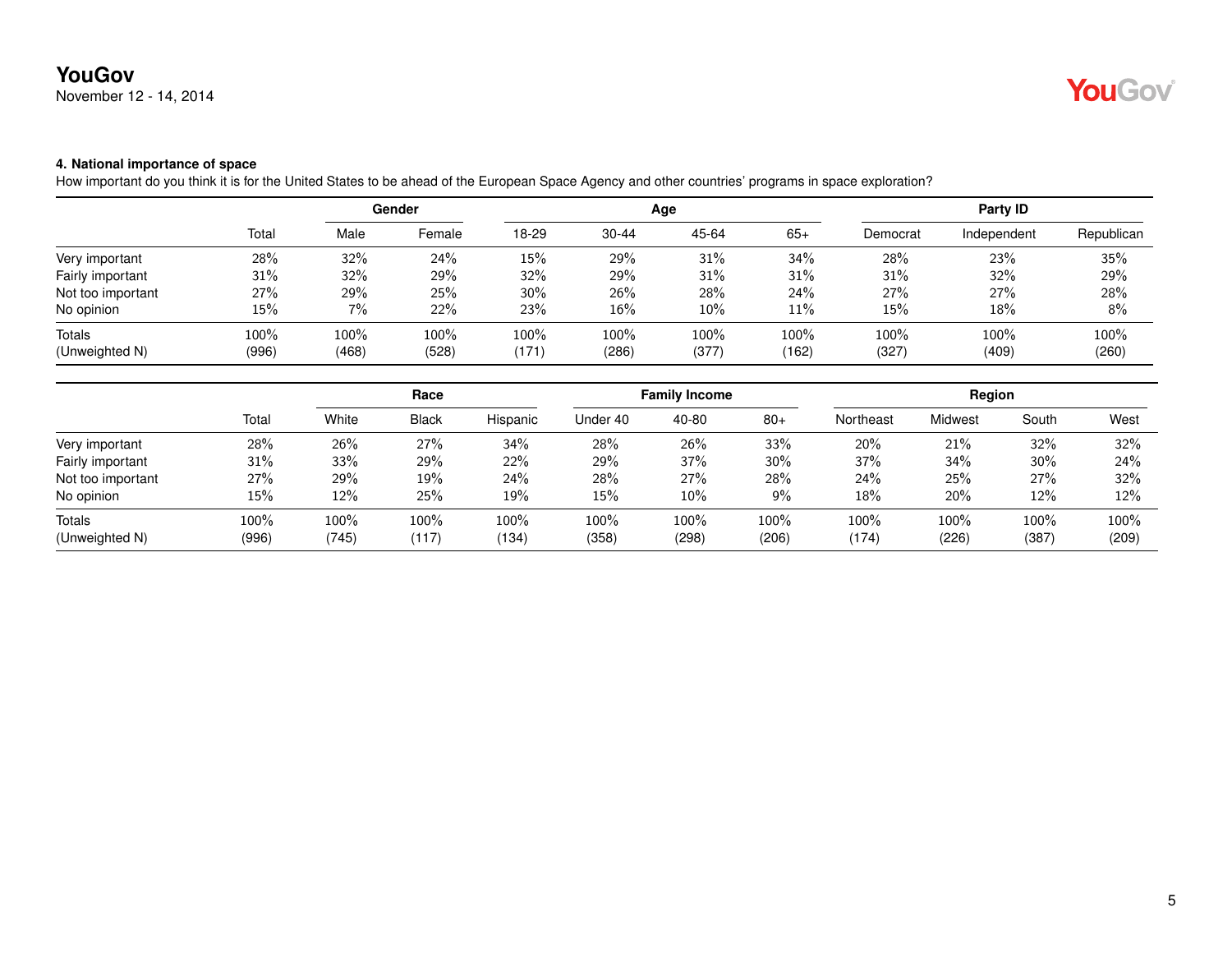**4. National importance of space**

How important do you think it is for the United States to be ahead of the European Space Agency and other countries' programs in space exploration?

| | Total | Gender | | Age | | | | Party ID | | |
|---|---|---|---|---|---|---|---|---|---|---|
| | | Male | Female | 18-29 | 30-44 | 45-64 | 65+ | Democrat | Independent | Republican |
| Very important | 28% | 32% | 24% | 15% | 29% | 31% | 34% | 28% | 23% | 35% |
| Fairly important | 31% | 32% | 29% | 32% | 29% | 31% | 31% | 31% | 32% | 29% |
| Not too important | 27% | 29% | 25% | 30% | 26% | 28% | 24% | 27% | 27% | 28% |
| No opinion | 15% | 7% | 22% | 23% | 16% | 10% | 11% | 15% | 18% | 8% |
| Totals | 100% | 100% | 100% | 100% | 100% | 100% | 100% | 100% | 100% | 100% |
| (Unweighted N) | (996) | (468) | (528) | (171) | (286) | (377) | (162) | (327) | (409) | (260) |

| | Total | Race | | | Family Income | | | Region | | | |
|---|---|---|---|---|---|---|---|---|---|---|---|
| | | White | Black | Hispanic | Under 40 | 40-80 | 80+ | Northeast | Midwest | South | West |
| Very important | 28% | 26% | 27% | 34% | 28% | 26% | 33% | 20% | 21% | 32% | 32% |
| Fairly important | 31% | 33% | 29% | 22% | 29% | 37% | 30% | 37% | 34% | 30% | 24% |
| Not too important | 27% | 29% | 19% | 24% | 28% | 27% | 28% | 24% | 25% | 27% | 32% |
| No opinion | 15% | 12% | 25% | 19% | 15% | 10% | 9% | 18% | 20% | 12% | 12% |
| Totals | 100% | 100% | 100% | 100% | 100% | 100% | 100% | 100% | 100% | 100% | 100% |
| (Unweighted N) | (996) | (745) | (117) | (134) | (358) | (298) | (206) | (174) | (226) | (387) | (209) |